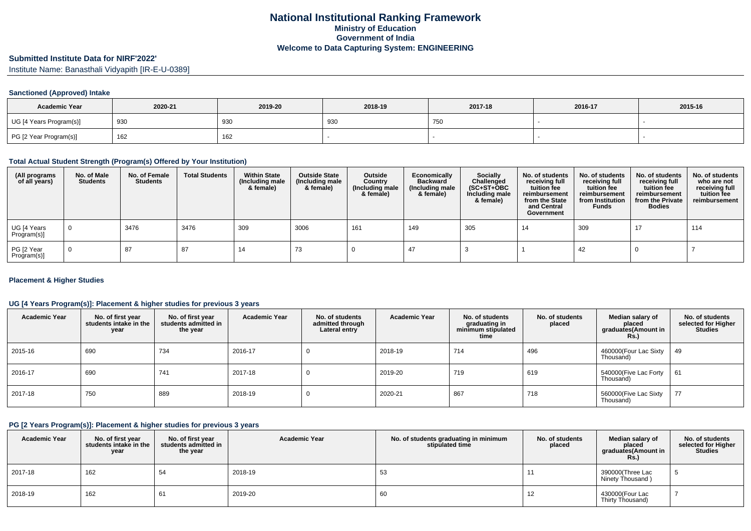# National Institutional Ranking Framework
## Ministry of Education
## Government of India
## Welcome to Data Capturing System: ENGINEERING

### Submitted Institute Data for NIRF'2022'

Institute Name: Banasthali Vidyapith [IR-E-U-0389]

#### Sanctioned (Approved) Intake

| Academic Year | 2020-21 | 2019-20 | 2018-19 | 2017-18 | 2016-17 | 2015-16 |
|---|---|---|---|---|---|---|
| UG [4 Years Program(s)] | 930 | 930 | 930 | 750 | - | - |
| PG [2 Year Program(s)] | 162 | 162 | - | - | - | - |

#### Total Actual Student Strength (Program(s) Offered by Your Institution)

| (All programs of all years) | No. of Male Students | No. of Female Students | Total Students | Within State (Including male & female) | Outside State (Including male & female) | Outside Country (Including male & female) | Economically Backward (Including male & female) | Socially Challenged (SC+ST+OBC Including male & female) | No. of students receiving full tuition fee reimbursement from the State and Central Government | No. of students receiving full tuition fee reimbursement from Institution Funds | No. of students receiving full tuition fee reimbursement from the Private Bodies | No. of students who are not receiving full tuition fee reimbursement |
|---|---|---|---|---|---|---|---|---|---|---|---|---|
| UG [4 Years Program(s)] | 0 | 3476 | 3476 | 309 | 3006 | 161 | 149 | 305 | 14 | 309 | 17 | 114 |
| PG [2 Year Program(s)] | 0 | 87 | 87 | 14 | 73 | 0 | 47 | 3 | 1 | 42 | 0 | 7 |

#### Placement & Higher Studies

#### UG [4 Years Program(s)]: Placement & higher studies for previous 3 years

| Academic Year | No. of first year students intake in the year | No. of first year students admitted in the year | Academic Year | No. of students admitted through Lateral entry | Academic Year | No. of students graduating in minimum stipulated time | No. of students placed | Median salary of placed graduates(Amount in Rs.) | No. of students selected for Higher Studies |
|---|---|---|---|---|---|---|---|---|---|
| 2015-16 | 690 | 734 | 2016-17 | 0 | 2018-19 | 714 | 496 | 460000(Four Lac Sixty Thousand) | 49 |
| 2016-17 | 690 | 741 | 2017-18 | 0 | 2019-20 | 719 | 619 | 540000(Five Lac Forty Thousand) | 61 |
| 2017-18 | 750 | 889 | 2018-19 | 0 | 2020-21 | 867 | 718 | 560000(Five Lac Sixty Thousand) | 77 |

#### PG [2 Years Program(s)]: Placement & higher studies for previous 3 years

| Academic Year | No. of first year students intake in the year | No. of first year students admitted in the year | Academic Year | No. of students graduating in minimum stipulated time | No. of students placed | Median salary of placed graduates(Amount in Rs.) | No. of students selected for Higher Studies |
|---|---|---|---|---|---|---|---|
| 2017-18 | 162 | 54 | 2018-19 | 53 | 11 | 390000(Three Lac Ninety Thousand ) | 5 |
| 2018-19 | 162 | 61 | 2019-20 | 60 | 12 | 430000(Four Lac Thirty Thousand) | 7 |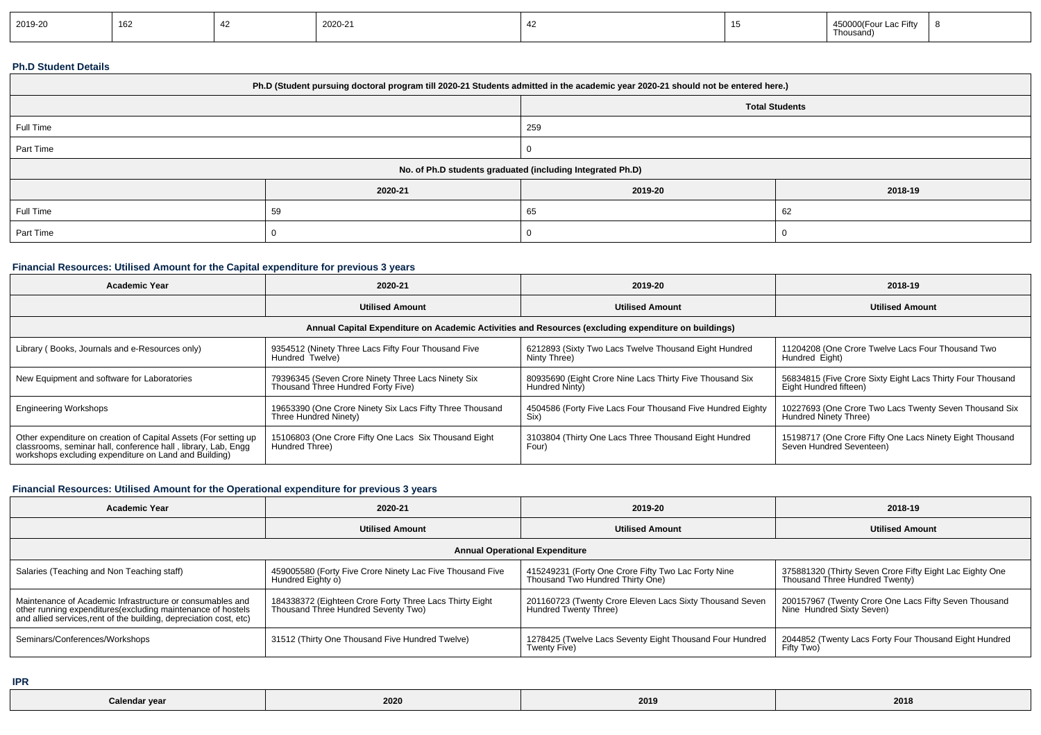| 2019-20 | 162 | 42 | 2020-21 | 42 | 15 | 450000(Four Lac Fifty Thousand) | 8 |
|---|---|---|---|---|---|---|---|

### Ph.D Student Details

| Ph.D (Student pursuing doctoral program till 2020-21 Students admitted in the academic year 2020-21 should not be entered here.) | | | |
|---|---|---|---|
| | | Total Students | |
| Full Time | | 259 | |
| Part Time | | 0 | |
| No. of Ph.D students graduated (including Integrated Ph.D) | | | |
| | 2020-21 | 2019-20 | 2018-19 |
| Full Time | 59 | 65 | 62 |
| Part Time | 0 | 0 | 0 |

### Financial Resources: Utilised Amount for the Capital expenditure for previous 3 years

| Academic Year | 2020-21 | 2019-20 | 2018-19 |
|---|---|---|---|
| | Utilised Amount | Utilised Amount | Utilised Amount |
| Annual Capital Expenditure on Academic Activities and Resources (excluding expenditure on buildings) | | | |
| Library ( Books, Journals and e-Resources only) | 9354512 (Ninety Three Lacs Fifty Four Thousand Five Hundred Twelve) | 6212893 (Sixty Two Lacs Twelve Thousand Eight Hundred Ninty Three) | 11204208 (One Crore Twelve Lacs Four Thousand Two Hundred Eight) |
| New Equipment and software for Laboratories | 79396345 (Seven Crore Ninety Three Lacs Ninety Six Thousand Three Hundred Forty Five) | 80935690 (Eight Crore Nine Lacs Thirty Five Thousand Six Hundred Ninty) | 56834815 (Five Crore Sixty Eight Lacs Thirty Four Thousand Eight Hundred fifteen) |
| Engineering Workshops | 19653390 (One Crore Ninety Six Lacs Fifty Three Thousand Three Hundred Ninety) | 4504586 (Forty Five Lacs Four Thousand Five Hundred Eighty Six) | 10227693 (One Crore Two Lacs Twenty Seven Thousand Six Hundred Ninety Three) |
| Other expenditure on creation of Capital Assets (For setting up classrooms, seminar hall, conference hall , library, Lab, Engg workshops excluding expenditure on Land and Building) | 15106803 (One Crore Fifty One Lacs Six Thousand Eight Hundred Three) | 3103804 (Thirty One Lacs Three Thousand Eight Hundred Four) | 15198717 (One Crore Fifty One Lacs Ninety Eight Thousand Seven Hundred Seventeen) |

### Financial Resources: Utilised Amount for the Operational expenditure for previous 3 years

| Academic Year | 2020-21 | 2019-20 | 2018-19 |
|---|---|---|---|
| | Utilised Amount | Utilised Amount | Utilised Amount |
| Annual Operational Expenditure | | | |
| Salaries (Teaching and Non Teaching staff) | 459005580 (Forty Five Crore Ninety Lac Five Thousand Five Hundred Eighty o) | 415249231 (Forty One Crore Fifty Two Lac Forty Nine Thousand Two Hundred Thirty One) | 375881320 (Thirty Seven Crore Fifty Eight Lac Eighty One Thousand Three Hundred Twenty) |
| Maintenance of Academic Infrastructure or consumables and other running expenditures(excluding maintenance of hostels and allied services,rent of the building, depreciation cost, etc) | 184338372 (Eighteen Crore Forty Three Lacs Thirty Eight Thousand Three Hundred Seventy Two) | 201160723 (Twenty Crore Eleven Lacs Sixty Thousand Seven Hundred Twenty Three) | 200157967 (Twenty Crore One Lacs Fifty Seven Thousand Nine Hundred Sixty Seven) |
| Seminars/Conferences/Workshops | 31512 (Thirty One Thousand Five Hundred Twelve) | 1278425 (Twelve Lacs Seventy Eight Thousand Four Hundred Twenty Five) | 2044852 (Twenty Lacs Forty Four Thousand Eight Hundred Fifty Two) |

### IPR

| Calendar year | 2020 | 2019 | 2018 |
|---|---|---|---|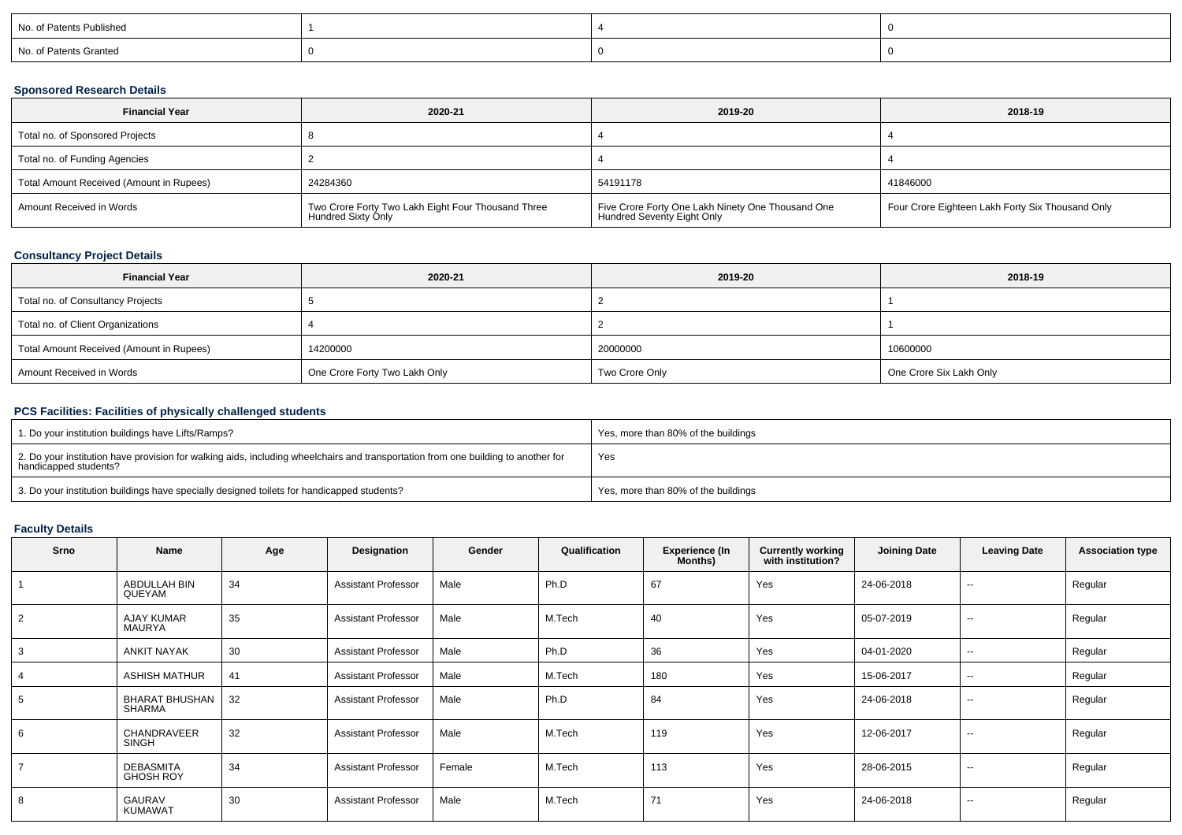| No. of Patents Published | 1 | 4 | 0 |
| --- | --- | --- | --- |
| No. of Patents Granted | 0 | 0 | 0 |

### Sponsored Research Details

| Financial Year | 2020-21 | 2019-20 | 2018-19 |
| --- | --- | --- | --- |
| Total no. of Sponsored Projects | 8 | 4 | 4 |
| Total no. of Funding Agencies | 2 | 4 | 4 |
| Total Amount Received (Amount in Rupees) | 24284360 | 54191178 | 41846000 |
| Amount Received in Words | Two Crore Forty Two Lakh Eight Four Thousand Three Hundred Sixty Only | Five Crore Forty One Lakh Ninety One Thousand One Hundred Seventy Eight Only | Four Crore Eighteen Lakh Forty Six Thousand Only |

### Consultancy Project Details

| Financial Year | 2020-21 | 2019-20 | 2018-19 |
| --- | --- | --- | --- |
| Total no. of Consultancy Projects | 5 | 2 | 1 |
| Total no. of Client Organizations | 4 | 2 | 1 |
| Total Amount Received (Amount in Rupees) | 14200000 | 20000000 | 10600000 |
| Amount Received in Words | One Crore Forty Two Lakh Only | Two Crore Only | One Crore Six Lakh Only |

### PCS Facilities: Facilities of physically challenged students

| 1. Do your institution buildings have Lifts/Ramps? | Yes, more than 80% of the buildings |
| --- | --- |
| 2. Do your institution have provision for walking aids, including wheelchairs and transportation from one building to another for handicapped students? | Yes |
| 3. Do your institution buildings have specially designed toilets for handicapped students? | Yes, more than 80% of the buildings |

### Faculty Details

| Srno | Name | Age | Designation | Gender | Qualification | Experience (In Months) | Currently working with institution? | Joining Date | Leaving Date | Association type |
| --- | --- | --- | --- | --- | --- | --- | --- | --- | --- | --- |
| 1 | ABDULLAH BIN QUEYAM | 34 | Assistant Professor | Male | Ph.D | 67 | Yes | 24-06-2018 | -- | Regular |
| 2 | AJAY KUMAR MAURYA | 35 | Assistant Professor | Male | M.Tech | 40 | Yes | 05-07-2019 | -- | Regular |
| 3 | ANKIT NAYAK | 30 | Assistant Professor | Male | Ph.D | 36 | Yes | 04-01-2020 | -- | Regular |
| 4 | ASHISH MATHUR | 41 | Assistant Professor | Male | M.Tech | 180 | Yes | 15-06-2017 | -- | Regular |
| 5 | BHARAT BHUSHAN SHARMA | 32 | Assistant Professor | Male | Ph.D | 84 | Yes | 24-06-2018 | -- | Regular |
| 6 | CHANDRAVEER SINGH | 32 | Assistant Professor | Male | M.Tech | 119 | Yes | 12-06-2017 | -- | Regular |
| 7 | DEBASMITA GHOSH ROY | 34 | Assistant Professor | Female | M.Tech | 113 | Yes | 28-06-2015 | -- | Regular |
| 8 | GAURAV KUMAWAT | 30 | Assistant Professor | Male | M.Tech | 71 | Yes | 24-06-2018 | -- | Regular |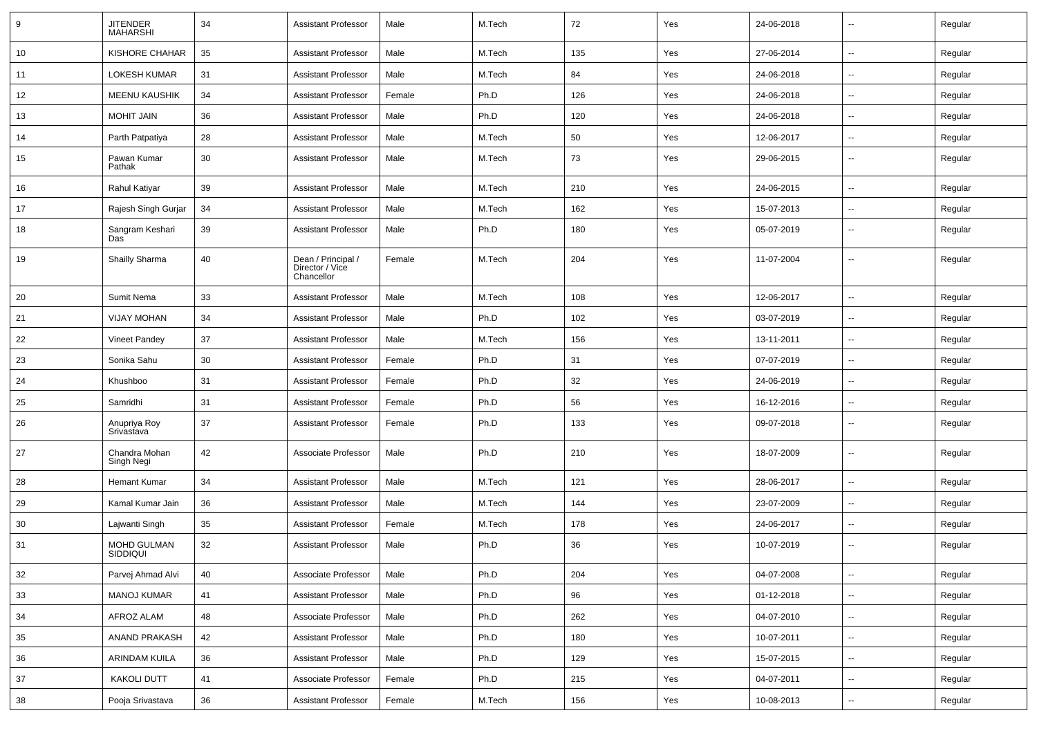| 9 | JITENDER MAHARSHI | 34 | Assistant Professor | Male | M.Tech | 72 | Yes | 24-06-2018 | -- | Regular |
|---|---|---|---|---|---|---|---|---|---|---|
| 10 | KISHORE CHAHAR | 35 | Assistant Professor | Male | M.Tech | 135 | Yes | 27-06-2014 | -- | Regular |
| 11 | LOKESH KUMAR | 31 | Assistant Professor | Male | M.Tech | 84 | Yes | 24-06-2018 | -- | Regular |
| 12 | MEENU KAUSHIK | 34 | Assistant Professor | Female | Ph.D | 126 | Yes | 24-06-2018 | -- | Regular |
| 13 | MOHIT JAIN | 36 | Assistant Professor | Male | Ph.D | 120 | Yes | 24-06-2018 | -- | Regular |
| 14 | Parth Patpatiya | 28 | Assistant Professor | Male | M.Tech | 50 | Yes | 12-06-2017 | -- | Regular |
| 15 | Pawan Kumar Pathak | 30 | Assistant Professor | Male | M.Tech | 73 | Yes | 29-06-2015 | -- | Regular |
| 16 | Rahul Katiyar | 39 | Assistant Professor | Male | M.Tech | 210 | Yes | 24-06-2015 | -- | Regular |
| 17 | Rajesh Singh Gurjar | 34 | Assistant Professor | Male | M.Tech | 162 | Yes | 15-07-2013 | -- | Regular |
| 18 | Sangram Keshari Das | 39 | Assistant Professor | Male | Ph.D | 180 | Yes | 05-07-2019 | -- | Regular |
| 19 | Shailly Sharma | 40 | Dean / Principal / Director / Vice Chancellor | Female | M.Tech | 204 | Yes | 11-07-2004 | -- | Regular |
| 20 | Sumit Nema | 33 | Assistant Professor | Male | M.Tech | 108 | Yes | 12-06-2017 | -- | Regular |
| 21 | VIJAY MOHAN | 34 | Assistant Professor | Male | Ph.D | 102 | Yes | 03-07-2019 | -- | Regular |
| 22 | Vineet Pandey | 37 | Assistant Professor | Male | M.Tech | 156 | Yes | 13-11-2011 | -- | Regular |
| 23 | Sonika Sahu | 30 | Assistant Professor | Female | Ph.D | 31 | Yes | 07-07-2019 | -- | Regular |
| 24 | Khushboo | 31 | Assistant Professor | Female | Ph.D | 32 | Yes | 24-06-2019 | -- | Regular |
| 25 | Samridhi | 31 | Assistant Professor | Female | Ph.D | 56 | Yes | 16-12-2016 | -- | Regular |
| 26 | Anupriya Roy Srivastava | 37 | Assistant Professor | Female | Ph.D | 133 | Yes | 09-07-2018 | -- | Regular |
| 27 | Chandra Mohan Singh Negi | 42 | Associate Professor | Male | Ph.D | 210 | Yes | 18-07-2009 | -- | Regular |
| 28 | Hemant Kumar | 34 | Assistant Professor | Male | M.Tech | 121 | Yes | 28-06-2017 | -- | Regular |
| 29 | Kamal Kumar Jain | 36 | Assistant Professor | Male | M.Tech | 144 | Yes | 23-07-2009 | -- | Regular |
| 30 | Lajwanti Singh | 35 | Assistant Professor | Female | M.Tech | 178 | Yes | 24-06-2017 | -- | Regular |
| 31 | MOHD GULMAN SIDDIQUI | 32 | Assistant Professor | Male | Ph.D | 36 | Yes | 10-07-2019 | -- | Regular |
| 32 | Parvej Ahmad Alvi | 40 | Associate Professor | Male | Ph.D | 204 | Yes | 04-07-2008 | -- | Regular |
| 33 | MANOJ KUMAR | 41 | Assistant Professor | Male | Ph.D | 96 | Yes | 01-12-2018 | -- | Regular |
| 34 | AFROZ ALAM | 48 | Associate Professor | Male | Ph.D | 262 | Yes | 04-07-2010 | -- | Regular |
| 35 | ANAND PRAKASH | 42 | Assistant Professor | Male | Ph.D | 180 | Yes | 10-07-2011 | -- | Regular |
| 36 | ARINDAM KUILA | 36 | Assistant Professor | Male | Ph.D | 129 | Yes | 15-07-2015 | -- | Regular |
| 37 | KAKOLI DUTT | 41 | Associate Professor | Female | Ph.D | 215 | Yes | 04-07-2011 | -- | Regular |
| 38 | Pooja Srivastava | 36 | Assistant Professor | Female | M.Tech | 156 | Yes | 10-08-2013 | -- | Regular |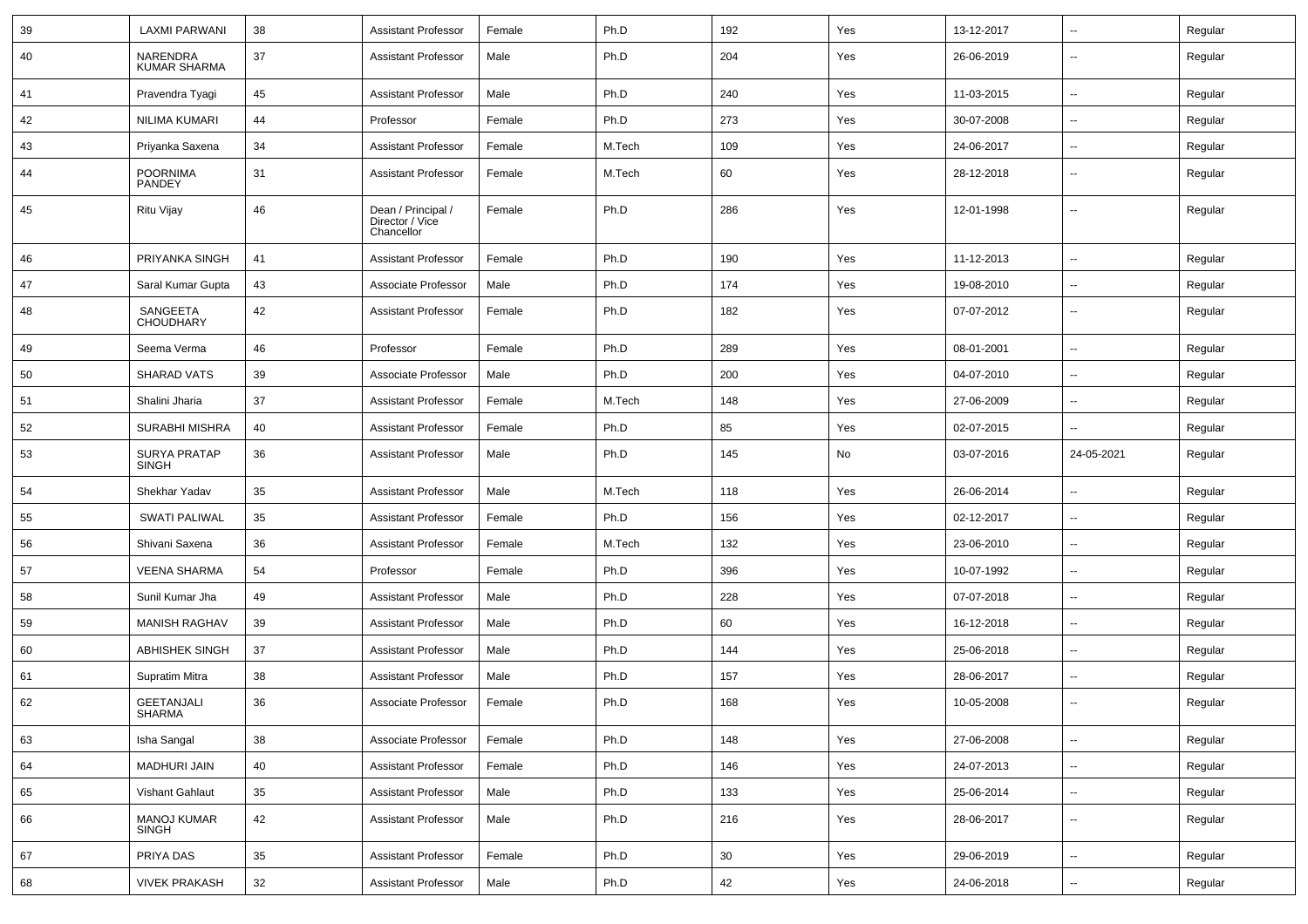| 39 | LAXMI PARWANI | 38 | Assistant Professor | Female | Ph.D | 192 | Yes | 13-12-2017 | -- | Regular |
|---|---|---|---|---|---|---|---|---|---|---|
| 40 | NARENDRA KUMAR SHARMA | 37 | Assistant Professor | Male | Ph.D | 204 | Yes | 26-06-2019 | -- | Regular |
| 41 | Pravendra Tyagi | 45 | Assistant Professor | Male | Ph.D | 240 | Yes | 11-03-2015 | -- | Regular |
| 42 | NILIMA KUMARI | 44 | Professor | Female | Ph.D | 273 | Yes | 30-07-2008 | -- | Regular |
| 43 | Priyanka Saxena | 34 | Assistant Professor | Female | M.Tech | 109 | Yes | 24-06-2017 | -- | Regular |
| 44 | POORNIMA PANDEY | 31 | Assistant Professor | Female | M.Tech | 60 | Yes | 28-12-2018 | -- | Regular |
| 45 | Ritu Vijay | 46 | Dean / Principal / Director / Vice Chancellor | Female | Ph.D | 286 | Yes | 12-01-1998 | -- | Regular |
| 46 | PRIYANKA SINGH | 41 | Assistant Professor | Female | Ph.D | 190 | Yes | 11-12-2013 | -- | Regular |
| 47 | Saral Kumar Gupta | 43 | Associate Professor | Male | Ph.D | 174 | Yes | 19-08-2010 | -- | Regular |
| 48 | SANGEETA CHOUDHARY | 42 | Assistant Professor | Female | Ph.D | 182 | Yes | 07-07-2012 | -- | Regular |
| 49 | Seema Verma | 46 | Professor | Female | Ph.D | 289 | Yes | 08-01-2001 | -- | Regular |
| 50 | SHARAD VATS | 39 | Associate Professor | Male | Ph.D | 200 | Yes | 04-07-2010 | -- | Regular |
| 51 | Shalini Jharia | 37 | Assistant Professor | Female | M.Tech | 148 | Yes | 27-06-2009 | -- | Regular |
| 52 | SURABHI MISHRA | 40 | Assistant Professor | Female | Ph.D | 85 | Yes | 02-07-2015 | -- | Regular |
| 53 | SURYA PRATAP SINGH | 36 | Assistant Professor | Male | Ph.D | 145 | No | 03-07-2016 | 24-05-2021 | Regular |
| 54 | Shekhar Yadav | 35 | Assistant Professor | Male | M.Tech | 118 | Yes | 26-06-2014 | -- | Regular |
| 55 | SWATI PALIWAL | 35 | Assistant Professor | Female | Ph.D | 156 | Yes | 02-12-2017 | -- | Regular |
| 56 | Shivani Saxena | 36 | Assistant Professor | Female | M.Tech | 132 | Yes | 23-06-2010 | -- | Regular |
| 57 | VEENA SHARMA | 54 | Professor | Female | Ph.D | 396 | Yes | 10-07-1992 | -- | Regular |
| 58 | Sunil Kumar Jha | 49 | Assistant Professor | Male | Ph.D | 228 | Yes | 07-07-2018 | -- | Regular |
| 59 | MANISH RAGHAV | 39 | Assistant Professor | Male | Ph.D | 60 | Yes | 16-12-2018 | -- | Regular |
| 60 | ABHISHEK SINGH | 37 | Assistant Professor | Male | Ph.D | 144 | Yes | 25-06-2018 | -- | Regular |
| 61 | Supratim Mitra | 38 | Assistant Professor | Male | Ph.D | 157 | Yes | 28-06-2017 | -- | Regular |
| 62 | GEETANJALI SHARMA | 36 | Associate Professor | Female | Ph.D | 168 | Yes | 10-05-2008 | -- | Regular |
| 63 | Isha Sangal | 38 | Associate Professor | Female | Ph.D | 148 | Yes | 27-06-2008 | -- | Regular |
| 64 | MADHURI JAIN | 40 | Assistant Professor | Female | Ph.D | 146 | Yes | 24-07-2013 | -- | Regular |
| 65 | Vishant Gahlaut | 35 | Assistant Professor | Male | Ph.D | 133 | Yes | 25-06-2014 | -- | Regular |
| 66 | MANOJ KUMAR SINGH | 42 | Assistant Professor | Male | Ph.D | 216 | Yes | 28-06-2017 | -- | Regular |
| 67 | PRIYA DAS | 35 | Assistant Professor | Female | Ph.D | 30 | Yes | 29-06-2019 | -- | Regular |
| 68 | VIVEK PRAKASH | 32 | Assistant Professor | Male | Ph.D | 42 | Yes | 24-06-2018 | -- | Regular |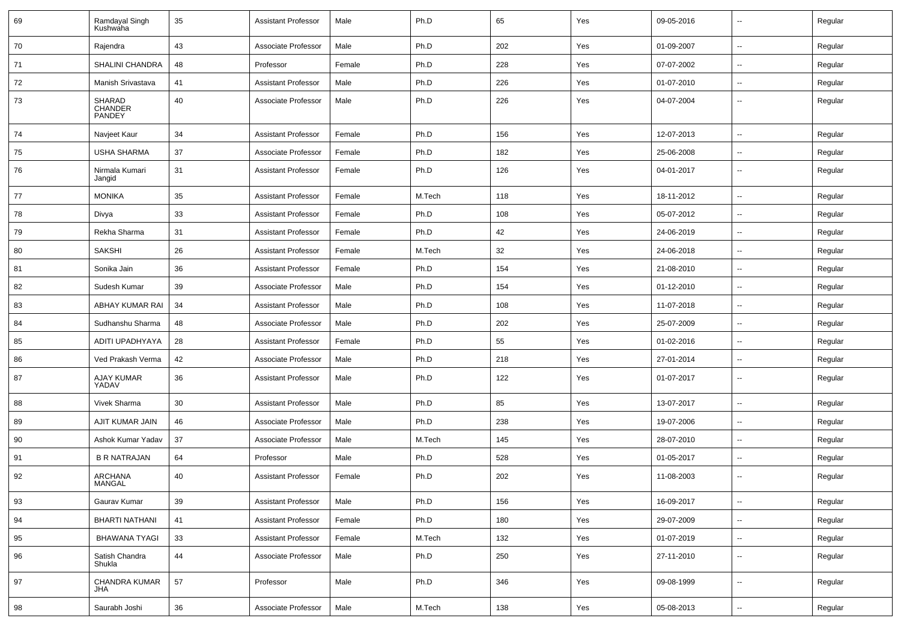| | | | | | | | | | | |
|---|---|---|---|---|---|---|---|---|---|---|
| 69 | Ramdayal Singh Kushwaha | 35 | Assistant Professor | Male | Ph.D | 65 | Yes | 09-05-2016 | -- | Regular |
| 70 | Rajendra | 43 | Associate Professor | Male | Ph.D | 202 | Yes | 01-09-2007 | -- | Regular |
| 71 | SHALINI CHANDRA | 48 | Professor | Female | Ph.D | 228 | Yes | 07-07-2002 | -- | Regular |
| 72 | Manish Srivastava | 41 | Assistant Professor | Male | Ph.D | 226 | Yes | 01-07-2010 | -- | Regular |
| 73 | SHARAD CHANDER PANDEY | 40 | Associate Professor | Male | Ph.D | 226 | Yes | 04-07-2004 | -- | Regular |
| 74 | Navjeet Kaur | 34 | Assistant Professor | Female | Ph.D | 156 | Yes | 12-07-2013 | -- | Regular |
| 75 | USHA SHARMA | 37 | Associate Professor | Female | Ph.D | 182 | Yes | 25-06-2008 | -- | Regular |
| 76 | Nirmala Kumari Jangid | 31 | Assistant Professor | Female | Ph.D | 126 | Yes | 04-01-2017 | -- | Regular |
| 77 | MONIKA | 35 | Assistant Professor | Female | M.Tech | 118 | Yes | 18-11-2012 | -- | Regular |
| 78 | Divya | 33 | Assistant Professor | Female | Ph.D | 108 | Yes | 05-07-2012 | -- | Regular |
| 79 | Rekha Sharma | 31 | Assistant Professor | Female | Ph.D | 42 | Yes | 24-06-2019 | -- | Regular |
| 80 | SAKSHI | 26 | Assistant Professor | Female | M.Tech | 32 | Yes | 24-06-2018 | -- | Regular |
| 81 | Sonika Jain | 36 | Assistant Professor | Female | Ph.D | 154 | Yes | 21-08-2010 | -- | Regular |
| 82 | Sudesh Kumar | 39 | Associate Professor | Male | Ph.D | 154 | Yes | 01-12-2010 | -- | Regular |
| 83 | ABHAY KUMAR RAI | 34 | Assistant Professor | Male | Ph.D | 108 | Yes | 11-07-2018 | -- | Regular |
| 84 | Sudhanshu Sharma | 48 | Associate Professor | Male | Ph.D | 202 | Yes | 25-07-2009 | -- | Regular |
| 85 | ADITI UPADHYAYA | 28 | Assistant Professor | Female | Ph.D | 55 | Yes | 01-02-2016 | -- | Regular |
| 86 | Ved Prakash Verma | 42 | Associate Professor | Male | Ph.D | 218 | Yes | 27-01-2014 | -- | Regular |
| 87 | AJAY KUMAR YADAV | 36 | Assistant Professor | Male | Ph.D | 122 | Yes | 01-07-2017 | -- | Regular |
| 88 | Vivek Sharma | 30 | Assistant Professor | Male | Ph.D | 85 | Yes | 13-07-2017 | -- | Regular |
| 89 | AJIT KUMAR JAIN | 46 | Associate Professor | Male | Ph.D | 238 | Yes | 19-07-2006 | -- | Regular |
| 90 | Ashok Kumar Yadav | 37 | Associate Professor | Male | M.Tech | 145 | Yes | 28-07-2010 | -- | Regular |
| 91 | B R NATRAJAN | 64 | Professor | Male | Ph.D | 528 | Yes | 01-05-2017 | -- | Regular |
| 92 | ARCHANA MANGAL | 40 | Assistant Professor | Female | Ph.D | 202 | Yes | 11-08-2003 | -- | Regular |
| 93 | Gaurav Kumar | 39 | Assistant Professor | Male | Ph.D | 156 | Yes | 16-09-2017 | -- | Regular |
| 94 | BHARTI NATHANI | 41 | Assistant Professor | Female | Ph.D | 180 | Yes | 29-07-2009 | -- | Regular |
| 95 | BHAWANA TYAGI | 33 | Assistant Professor | Female | M.Tech | 132 | Yes | 01-07-2019 | -- | Regular |
| 96 | Satish Chandra Shukla | 44 | Associate Professor | Male | Ph.D | 250 | Yes | 27-11-2010 | -- | Regular |
| 97 | CHANDRA KUMAR JHA | 57 | Professor | Male | Ph.D | 346 | Yes | 09-08-1999 | -- | Regular |
| 98 | Saurabh Joshi | 36 | Associate Professor | Male | M.Tech | 138 | Yes | 05-08-2013 | -- | Regular |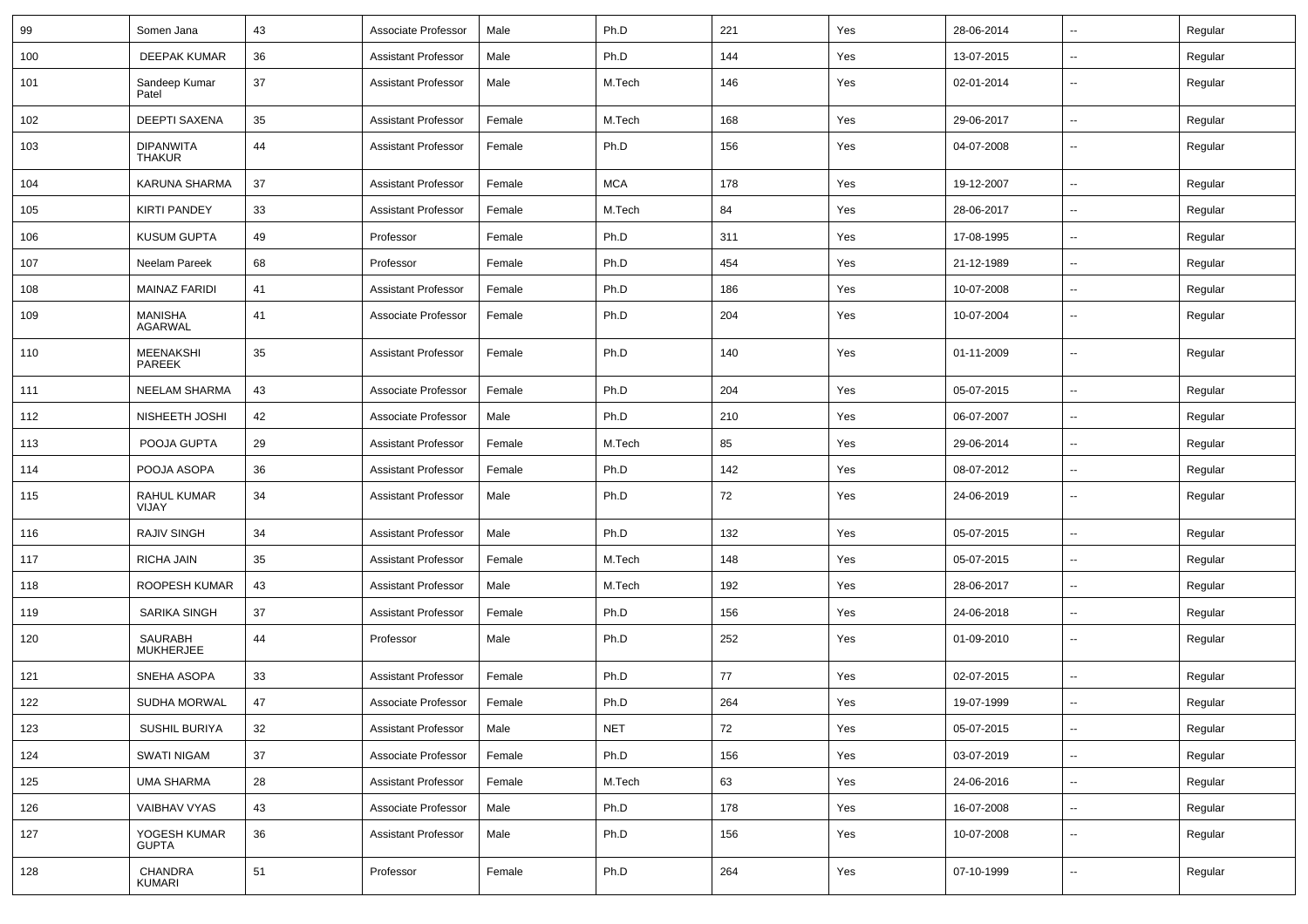| 99 | Somen Jana | 43 | Associate Professor | Male | Ph.D | 221 | Yes | 28-06-2014 | -- | Regular |
|---|---|---|---|---|---|---|---|---|---|---|
| 100 | DEEPAK KUMAR | 36 | Assistant Professor | Male | Ph.D | 144 | Yes | 13-07-2015 | -- | Regular |
| 101 | Sandeep Kumar Patel | 37 | Assistant Professor | Male | M.Tech | 146 | Yes | 02-01-2014 | -- | Regular |
| 102 | DEEPTI SAXENA | 35 | Assistant Professor | Female | M.Tech | 168 | Yes | 29-06-2017 | -- | Regular |
| 103 | DIPANWITA THAKUR | 44 | Assistant Professor | Female | Ph.D | 156 | Yes | 04-07-2008 | -- | Regular |
| 104 | KARUNA SHARMA | 37 | Assistant Professor | Female | MCA | 178 | Yes | 19-12-2007 | -- | Regular |
| 105 | KIRTI PANDEY | 33 | Assistant Professor | Female | M.Tech | 84 | Yes | 28-06-2017 | -- | Regular |
| 106 | KUSUM GUPTA | 49 | Professor | Female | Ph.D | 311 | Yes | 17-08-1995 | -- | Regular |
| 107 | Neelam Pareek | 68 | Professor | Female | Ph.D | 454 | Yes | 21-12-1989 | -- | Regular |
| 108 | MAINAZ FARIDI | 41 | Assistant Professor | Female | Ph.D | 186 | Yes | 10-07-2008 | -- | Regular |
| 109 | MANISHA AGARWAL | 41 | Associate Professor | Female | Ph.D | 204 | Yes | 10-07-2004 | -- | Regular |
| 110 | MEENAKSHI PAREEK | 35 | Assistant Professor | Female | Ph.D | 140 | Yes | 01-11-2009 | -- | Regular |
| 111 | NEELAM SHARMA | 43 | Associate Professor | Female | Ph.D | 204 | Yes | 05-07-2015 | -- | Regular |
| 112 | NISHEETH JOSHI | 42 | Associate Professor | Male | Ph.D | 210 | Yes | 06-07-2007 | -- | Regular |
| 113 | POOJA GUPTA | 29 | Assistant Professor | Female | M.Tech | 85 | Yes | 29-06-2014 | -- | Regular |
| 114 | POOJA ASOPA | 36 | Assistant Professor | Female | Ph.D | 142 | Yes | 08-07-2012 | -- | Regular |
| 115 | RAHUL KUMAR VIJAY | 34 | Assistant Professor | Male | Ph.D | 72 | Yes | 24-06-2019 | -- | Regular |
| 116 | RAJIV SINGH | 34 | Assistant Professor | Male | Ph.D | 132 | Yes | 05-07-2015 | -- | Regular |
| 117 | RICHA JAIN | 35 | Assistant Professor | Female | M.Tech | 148 | Yes | 05-07-2015 | -- | Regular |
| 118 | ROOPESH KUMAR | 43 | Assistant Professor | Male | M.Tech | 192 | Yes | 28-06-2017 | -- | Regular |
| 119 | SARIKA SINGH | 37 | Assistant Professor | Female | Ph.D | 156 | Yes | 24-06-2018 | -- | Regular |
| 120 | SAURABH MUKHERJEE | 44 | Professor | Male | Ph.D | 252 | Yes | 01-09-2010 | -- | Regular |
| 121 | SNEHA ASOPA | 33 | Assistant Professor | Female | Ph.D | 77 | Yes | 02-07-2015 | -- | Regular |
| 122 | SUDHA MORWAL | 47 | Associate Professor | Female | Ph.D | 264 | Yes | 19-07-1999 | -- | Regular |
| 123 | SUSHIL BURIYA | 32 | Assistant Professor | Male | NET | 72 | Yes | 05-07-2015 | -- | Regular |
| 124 | SWATI NIGAM | 37 | Associate Professor | Female | Ph.D | 156 | Yes | 03-07-2019 | -- | Regular |
| 125 | UMA SHARMA | 28 | Assistant Professor | Female | M.Tech | 63 | Yes | 24-06-2016 | -- | Regular |
| 126 | VAIBHAV VYAS | 43 | Associate Professor | Male | Ph.D | 178 | Yes | 16-07-2008 | -- | Regular |
| 127 | YOGESH KUMAR GUPTA | 36 | Assistant Professor | Male | Ph.D | 156 | Yes | 10-07-2008 | -- | Regular |
| 128 | CHANDRA KUMARI | 51 | Professor | Female | Ph.D | 264 | Yes | 07-10-1999 | -- | Regular |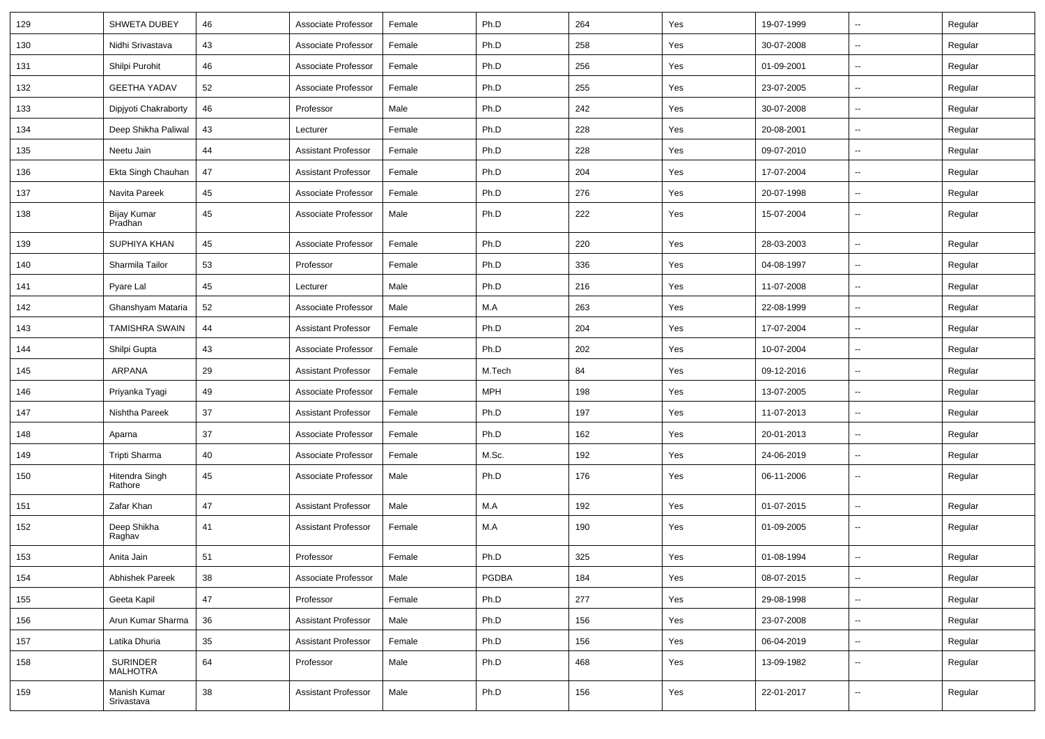| | | | | | | | | | | |
|---|---|---|---|---|---|---|---|---|---|---|
| 129 | SHWETA DUBEY | 46 | Associate Professor | Female | Ph.D | 264 | Yes | 19-07-1999 | -- | Regular |
| 130 | Nidhi Srivastava | 43 | Associate Professor | Female | Ph.D | 258 | Yes | 30-07-2008 | -- | Regular |
| 131 | Shilpi Purohit | 46 | Associate Professor | Female | Ph.D | 256 | Yes | 01-09-2001 | -- | Regular |
| 132 | GEETHA YADAV | 52 | Associate Professor | Female | Ph.D | 255 | Yes | 23-07-2005 | -- | Regular |
| 133 | Dipjyoti Chakraborty | 46 | Professor | Male | Ph.D | 242 | Yes | 30-07-2008 | -- | Regular |
| 134 | Deep Shikha Paliwal | 43 | Lecturer | Female | Ph.D | 228 | Yes | 20-08-2001 | -- | Regular |
| 135 | Neetu Jain | 44 | Assistant Professor | Female | Ph.D | 228 | Yes | 09-07-2010 | -- | Regular |
| 136 | Ekta Singh Chauhan | 47 | Assistant Professor | Female | Ph.D | 204 | Yes | 17-07-2004 | -- | Regular |
| 137 | Navita Pareek | 45 | Associate Professor | Female | Ph.D | 276 | Yes | 20-07-1998 | -- | Regular |
| 138 | Bijay Kumar Pradhan | 45 | Associate Professor | Male | Ph.D | 222 | Yes | 15-07-2004 | -- | Regular |
| 139 | SUPHIYA KHAN | 45 | Associate Professor | Female | Ph.D | 220 | Yes | 28-03-2003 | -- | Regular |
| 140 | Sharmila Tailor | 53 | Professor | Female | Ph.D | 336 | Yes | 04-08-1997 | -- | Regular |
| 141 | Pyare Lal | 45 | Lecturer | Male | Ph.D | 216 | Yes | 11-07-2008 | -- | Regular |
| 142 | Ghanshyam Mataria | 52 | Associate Professor | Male | M.A | 263 | Yes | 22-08-1999 | -- | Regular |
| 143 | TAMISHRA SWAIN | 44 | Assistant Professor | Female | Ph.D | 204 | Yes | 17-07-2004 | -- | Regular |
| 144 | Shilpi Gupta | 43 | Associate Professor | Female | Ph.D | 202 | Yes | 10-07-2004 | -- | Regular |
| 145 | ARPANA | 29 | Assistant Professor | Female | M.Tech | 84 | Yes | 09-12-2016 | -- | Regular |
| 146 | Priyanka Tyagi | 49 | Associate Professor | Female | MPH | 198 | Yes | 13-07-2005 | -- | Regular |
| 147 | Nishtha Pareek | 37 | Assistant Professor | Female | Ph.D | 197 | Yes | 11-07-2013 | -- | Regular |
| 148 | Aparna | 37 | Associate Professor | Female | Ph.D | 162 | Yes | 20-01-2013 | -- | Regular |
| 149 | Tripti Sharma | 40 | Associate Professor | Female | M.Sc. | 192 | Yes | 24-06-2019 | -- | Regular |
| 150 | Hitendra Singh Rathore | 45 | Associate Professor | Male | Ph.D | 176 | Yes | 06-11-2006 | -- | Regular |
| 151 | Zafar Khan | 47 | Assistant Professor | Male | M.A | 192 | Yes | 01-07-2015 | -- | Regular |
| 152 | Deep Shikha Raghav | 41 | Assistant Professor | Female | M.A | 190 | Yes | 01-09-2005 | -- | Regular |
| 153 | Anita Jain | 51 | Professor | Female | Ph.D | 325 | Yes | 01-08-1994 | -- | Regular |
| 154 | Abhishek Pareek | 38 | Associate Professor | Male | PGDBA | 184 | Yes | 08-07-2015 | -- | Regular |
| 155 | Geeta Kapil | 47 | Professor | Female | Ph.D | 277 | Yes | 29-08-1998 | -- | Regular |
| 156 | Arun Kumar Sharma | 36 | Assistant Professor | Male | Ph.D | 156 | Yes | 23-07-2008 | -- | Regular |
| 157 | Latika Dhuria | 35 | Assistant Professor | Female | Ph.D | 156 | Yes | 06-04-2019 | -- | Regular |
| 158 | SURINDER MALHOTRA | 64 | Professor | Male | Ph.D | 468 | Yes | 13-09-1982 | -- | Regular |
| 159 | Manish Kumar Srivastava | 38 | Assistant Professor | Male | Ph.D | 156 | Yes | 22-01-2017 | -- | Regular |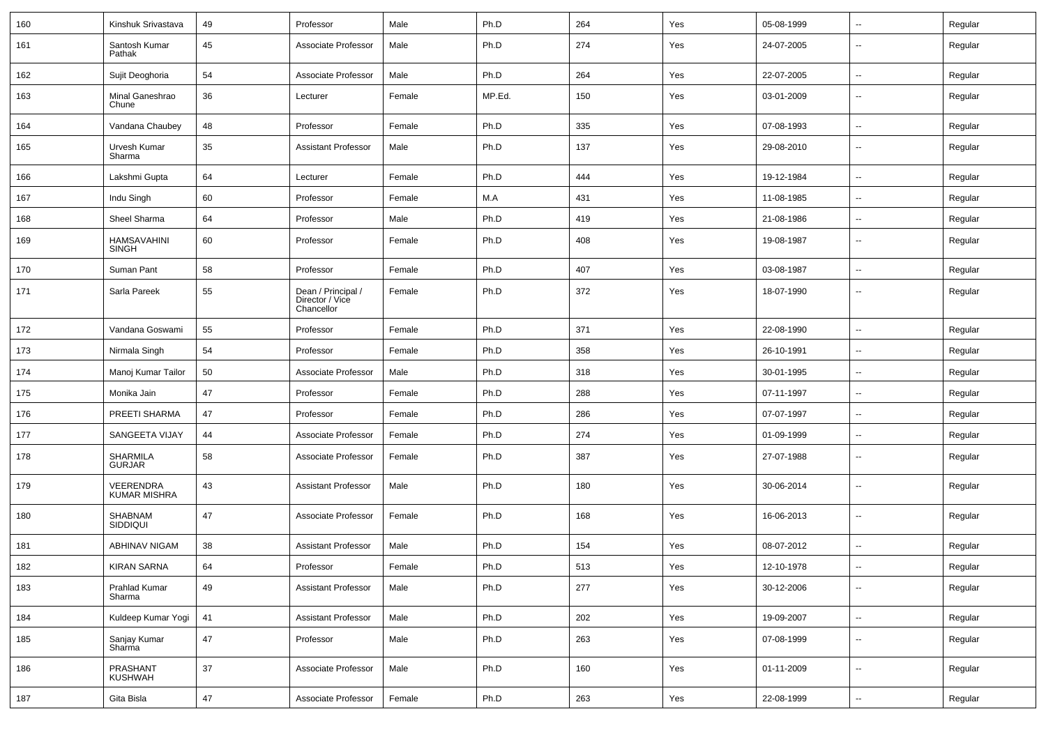| 160 | Kinshuk Srivastava | 49 | Professor | Male | Ph.D | 264 | Yes | 05-08-1999 | -- | Regular |
|---|---|---|---|---|---|---|---|---|---|---|
| 161 | Santosh Kumar Pathak | 45 | Associate Professor | Male | Ph.D | 274 | Yes | 24-07-2005 | -- | Regular |
| 162 | Sujit Deoghoria | 54 | Associate Professor | Male | Ph.D | 264 | Yes | 22-07-2005 | -- | Regular |
| 163 | Minal Ganeshrao Chune | 36 | Lecturer | Female | MP.Ed. | 150 | Yes | 03-01-2009 | -- | Regular |
| 164 | Vandana Chaubey | 48 | Professor | Female | Ph.D | 335 | Yes | 07-08-1993 | -- | Regular |
| 165 | Urvesh Kumar Sharma | 35 | Assistant Professor | Male | Ph.D | 137 | Yes | 29-08-2010 | -- | Regular |
| 166 | Lakshmi Gupta | 64 | Lecturer | Female | Ph.D | 444 | Yes | 19-12-1984 | -- | Regular |
| 167 | Indu Singh | 60 | Professor | Female | M.A | 431 | Yes | 11-08-1985 | -- | Regular |
| 168 | Sheel Sharma | 64 | Professor | Male | Ph.D | 419 | Yes | 21-08-1986 | -- | Regular |
| 169 | HAMSAVAHINI SINGH | 60 | Professor | Female | Ph.D | 408 | Yes | 19-08-1987 | -- | Regular |
| 170 | Suman Pant | 58 | Professor | Female | Ph.D | 407 | Yes | 03-08-1987 | -- | Regular |
| 171 | Sarla Pareek | 55 | Dean / Principal / Director / Vice Chancellor | Female | Ph.D | 372 | Yes | 18-07-1990 | -- | Regular |
| 172 | Vandana Goswami | 55 | Professor | Female | Ph.D | 371 | Yes | 22-08-1990 | -- | Regular |
| 173 | Nirmala Singh | 54 | Professor | Female | Ph.D | 358 | Yes | 26-10-1991 | -- | Regular |
| 174 | Manoj Kumar Tailor | 50 | Associate Professor | Male | Ph.D | 318 | Yes | 30-01-1995 | -- | Regular |
| 175 | Monika Jain | 47 | Professor | Female | Ph.D | 288 | Yes | 07-11-1997 | -- | Regular |
| 176 | PREETI SHARMA | 47 | Professor | Female | Ph.D | 286 | Yes | 07-07-1997 | -- | Regular |
| 177 | SANGEETA VIJAY | 44 | Associate Professor | Female | Ph.D | 274 | Yes | 01-09-1999 | -- | Regular |
| 178 | SHARMILA GURJAR | 58 | Associate Professor | Female | Ph.D | 387 | Yes | 27-07-1988 | -- | Regular |
| 179 | VEERENDRA KUMAR MISHRA | 43 | Assistant Professor | Male | Ph.D | 180 | Yes | 30-06-2014 | -- | Regular |
| 180 | SHABNAM SIDDIQUI | 47 | Associate Professor | Female | Ph.D | 168 | Yes | 16-06-2013 | -- | Regular |
| 181 | ABHINAV NIGAM | 38 | Assistant Professor | Male | Ph.D | 154 | Yes | 08-07-2012 | -- | Regular |
| 182 | KIRAN SARNA | 64 | Professor | Female | Ph.D | 513 | Yes | 12-10-1978 | -- | Regular |
| 183 | Prahlad Kumar Sharma | 49 | Assistant Professor | Male | Ph.D | 277 | Yes | 30-12-2006 | -- | Regular |
| 184 | Kuldeep Kumar Yogi | 41 | Assistant Professor | Male | Ph.D | 202 | Yes | 19-09-2007 | -- | Regular |
| 185 | Sanjay Kumar Sharma | 47 | Professor | Male | Ph.D | 263 | Yes | 07-08-1999 | -- | Regular |
| 186 | PRASHANT KUSHWAH | 37 | Associate Professor | Male | Ph.D | 160 | Yes | 01-11-2009 | -- | Regular |
| 187 | Gita Bisla | 47 | Associate Professor | Female | Ph.D | 263 | Yes | 22-08-1999 | -- | Regular |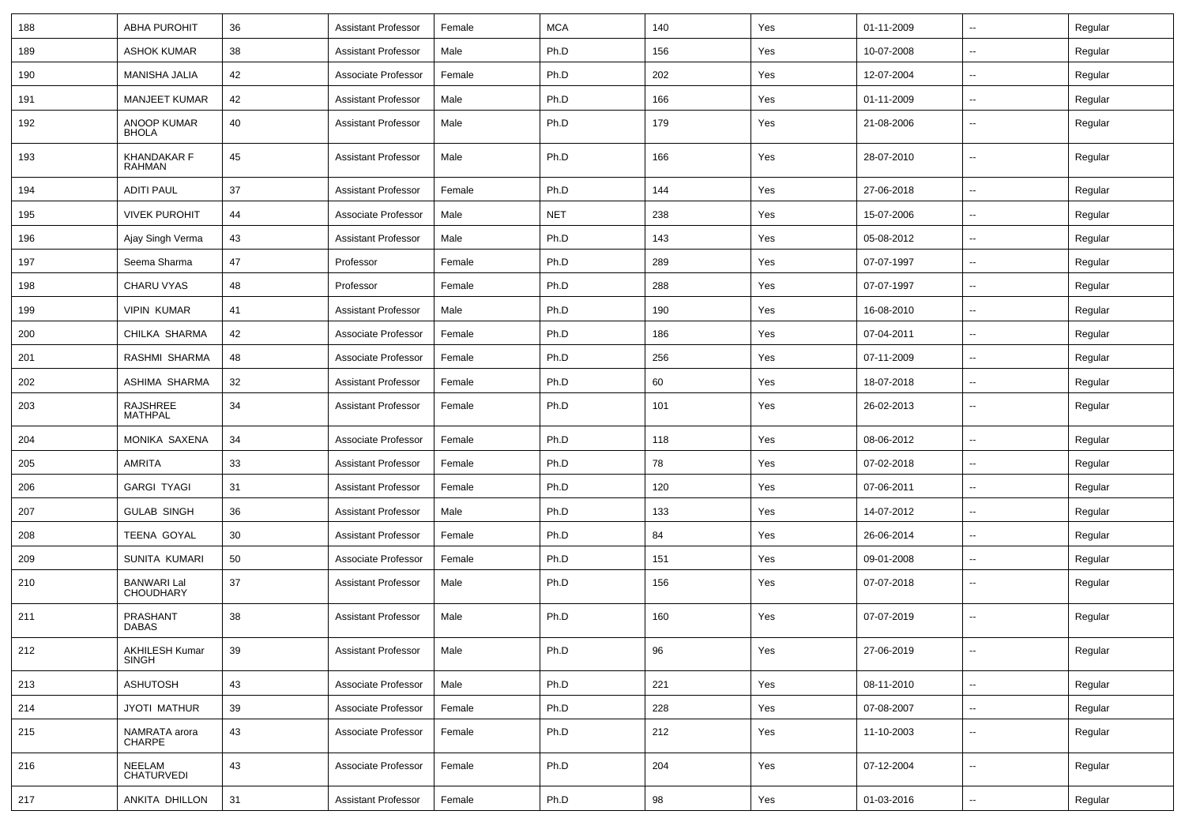| 188 | ABHA PUROHIT | 36 | Assistant Professor | Female | MCA | 140 | Yes | 01-11-2009 | -- | Regular |
|---|---|---|---|---|---|---|---|---|---|---|
| 189 | ASHOK KUMAR | 38 | Assistant Professor | Male | Ph.D | 156 | Yes | 10-07-2008 | -- | Regular |
| 190 | MANISHA JALIA | 42 | Associate Professor | Female | Ph.D | 202 | Yes | 12-07-2004 | -- | Regular |
| 191 | MANJEET KUMAR | 42 | Assistant Professor | Male | Ph.D | 166 | Yes | 01-11-2009 | -- | Regular |
| 192 | ANOOP KUMAR BHOLA | 40 | Assistant Professor | Male | Ph.D | 179 | Yes | 21-08-2006 | -- | Regular |
| 193 | KHANDAKAR F RAHMAN | 45 | Assistant Professor | Male | Ph.D | 166 | Yes | 28-07-2010 | -- | Regular |
| 194 | ADITI PAUL | 37 | Assistant Professor | Female | Ph.D | 144 | Yes | 27-06-2018 | -- | Regular |
| 195 | VIVEK PUROHIT | 44 | Associate Professor | Male | NET | 238 | Yes | 15-07-2006 | -- | Regular |
| 196 | Ajay Singh Verma | 43 | Assistant Professor | Male | Ph.D | 143 | Yes | 05-08-2012 | -- | Regular |
| 197 | Seema Sharma | 47 | Professor | Female | Ph.D | 289 | Yes | 07-07-1997 | -- | Regular |
| 198 | CHARU VYAS | 48 | Professor | Female | Ph.D | 288 | Yes | 07-07-1997 | -- | Regular |
| 199 | VIPIN KUMAR | 41 | Assistant Professor | Male | Ph.D | 190 | Yes | 16-08-2010 | -- | Regular |
| 200 | CHILKA SHARMA | 42 | Associate Professor | Female | Ph.D | 186 | Yes | 07-04-2011 | -- | Regular |
| 201 | RASHMI SHARMA | 48 | Associate Professor | Female | Ph.D | 256 | Yes | 07-11-2009 | -- | Regular |
| 202 | ASHIMA SHARMA | 32 | Assistant Professor | Female | Ph.D | 60 | Yes | 18-07-2018 | -- | Regular |
| 203 | RAJSHREE MATHPAL | 34 | Assistant Professor | Female | Ph.D | 101 | Yes | 26-02-2013 | -- | Regular |
| 204 | MONIKA SAXENA | 34 | Associate Professor | Female | Ph.D | 118 | Yes | 08-06-2012 | -- | Regular |
| 205 | AMRITA | 33 | Assistant Professor | Female | Ph.D | 78 | Yes | 07-02-2018 | -- | Regular |
| 206 | GARGI TYAGI | 31 | Assistant Professor | Female | Ph.D | 120 | Yes | 07-06-2011 | -- | Regular |
| 207 | GULAB SINGH | 36 | Assistant Professor | Male | Ph.D | 133 | Yes | 14-07-2012 | -- | Regular |
| 208 | TEENA GOYAL | 30 | Assistant Professor | Female | Ph.D | 84 | Yes | 26-06-2014 | -- | Regular |
| 209 | SUNITA KUMARI | 50 | Associate Professor | Female | Ph.D | 151 | Yes | 09-01-2008 | -- | Regular |
| 210 | BANWARI Lal CHOUDHARY | 37 | Assistant Professor | Male | Ph.D | 156 | Yes | 07-07-2018 | -- | Regular |
| 211 | PRASHANT DABAS | 38 | Assistant Professor | Male | Ph.D | 160 | Yes | 07-07-2019 | -- | Regular |
| 212 | AKHILESH Kumar SINGH | 39 | Assistant Professor | Male | Ph.D | 96 | Yes | 27-06-2019 | -- | Regular |
| 213 | ASHUTOSH | 43 | Associate Professor | Male | Ph.D | 221 | Yes | 08-11-2010 | -- | Regular |
| 214 | JYOTI MATHUR | 39 | Associate Professor | Female | Ph.D | 228 | Yes | 07-08-2007 | -- | Regular |
| 215 | NAMRATA arora CHARPE | 43 | Associate Professor | Female | Ph.D | 212 | Yes | 11-10-2003 | -- | Regular |
| 216 | NEELAM CHATURVEDI | 43 | Associate Professor | Female | Ph.D | 204 | Yes | 07-12-2004 | -- | Regular |
| 217 | ANKITA DHILLON | 31 | Assistant Professor | Female | Ph.D | 98 | Yes | 01-03-2016 | -- | Regular |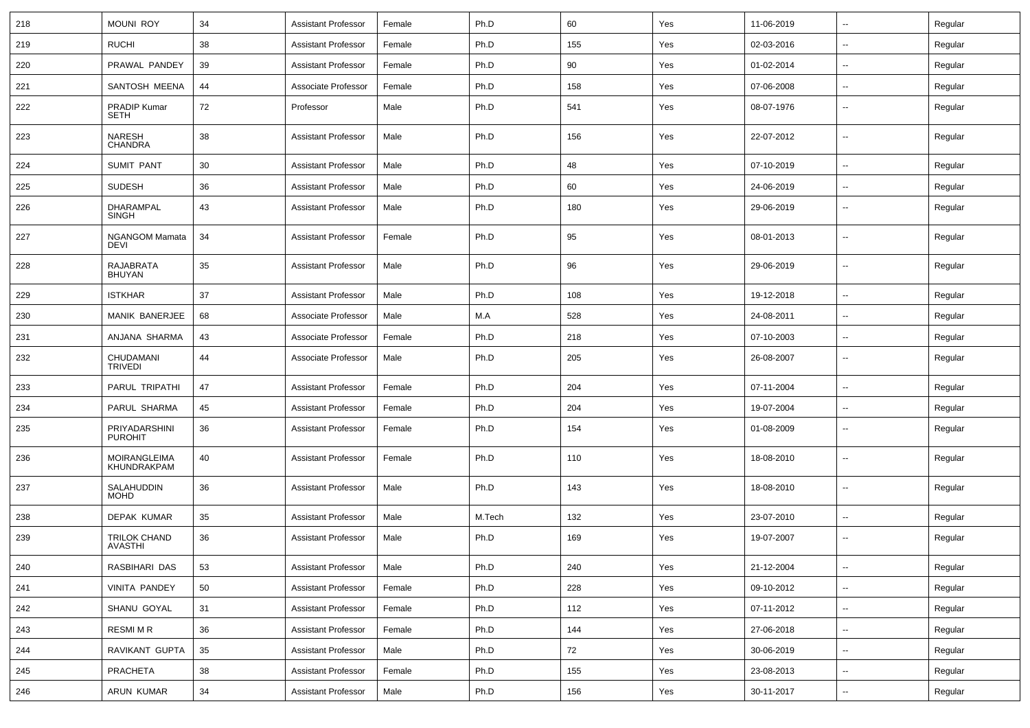| 218 | MOUNI ROY | 34 | Assistant Professor | Female | Ph.D | 60 | Yes | 11-06-2019 | -- | Regular |
|---|---|---|---|---|---|---|---|---|---|---|
| 219 | RUCHI | 38 | Assistant Professor | Female | Ph.D | 155 | Yes | 02-03-2016 | -- | Regular |
| 220 | PRAWAL PANDEY | 39 | Assistant Professor | Female | Ph.D | 90 | Yes | 01-02-2014 | -- | Regular |
| 221 | SANTOSH MEENA | 44 | Associate Professor | Female | Ph.D | 158 | Yes | 07-06-2008 | -- | Regular |
| 222 | PRADIP Kumar SETH | 72 | Professor | Male | Ph.D | 541 | Yes | 08-07-1976 | -- | Regular |
| 223 | NARESH CHANDRA | 38 | Assistant Professor | Male | Ph.D | 156 | Yes | 22-07-2012 | -- | Regular |
| 224 | SUMIT PANT | 30 | Assistant Professor | Male | Ph.D | 48 | Yes | 07-10-2019 | -- | Regular |
| 225 | SUDESH | 36 | Assistant Professor | Male | Ph.D | 60 | Yes | 24-06-2019 | -- | Regular |
| 226 | DHARAMPAL SINGH | 43 | Assistant Professor | Male | Ph.D | 180 | Yes | 29-06-2019 | -- | Regular |
| 227 | NGANGOM Mamata DEVI | 34 | Assistant Professor | Female | Ph.D | 95 | Yes | 08-01-2013 | -- | Regular |
| 228 | RAJABRATA BHUYAN | 35 | Assistant Professor | Male | Ph.D | 96 | Yes | 29-06-2019 | -- | Regular |
| 229 | ISTKHAR | 37 | Assistant Professor | Male | Ph.D | 108 | Yes | 19-12-2018 | -- | Regular |
| 230 | MANIK BANERJEE | 68 | Associate Professor | Male | M.A | 528 | Yes | 24-08-2011 | -- | Regular |
| 231 | ANJANA SHARMA | 43 | Associate Professor | Female | Ph.D | 218 | Yes | 07-10-2003 | -- | Regular |
| 232 | CHUDAMANI TRIVEDI | 44 | Associate Professor | Male | Ph.D | 205 | Yes | 26-08-2007 | -- | Regular |
| 233 | PARUL TRIPATHI | 47 | Assistant Professor | Female | Ph.D | 204 | Yes | 07-11-2004 | -- | Regular |
| 234 | PARUL SHARMA | 45 | Assistant Professor | Female | Ph.D | 204 | Yes | 19-07-2004 | -- | Regular |
| 235 | PRIYADARSHINI PUROHIT | 36 | Assistant Professor | Female | Ph.D | 154 | Yes | 01-08-2009 | -- | Regular |
| 236 | MOIRANGLEIMA KHUNDRAKPAM | 40 | Assistant Professor | Female | Ph.D | 110 | Yes | 18-08-2010 | -- | Regular |
| 237 | SALAHUDDIN MOHD | 36 | Assistant Professor | Male | Ph.D | 143 | Yes | 18-08-2010 | -- | Regular |
| 238 | DEPAK KUMAR | 35 | Assistant Professor | Male | M.Tech | 132 | Yes | 23-07-2010 | -- | Regular |
| 239 | TRILOK CHAND AVASTHI | 36 | Assistant Professor | Male | Ph.D | 169 | Yes | 19-07-2007 | -- | Regular |
| 240 | RASBIHARI DAS | 53 | Assistant Professor | Male | Ph.D | 240 | Yes | 21-12-2004 | -- | Regular |
| 241 | VINITA PANDEY | 50 | Assistant Professor | Female | Ph.D | 228 | Yes | 09-10-2012 | -- | Regular |
| 242 | SHANU GOYAL | 31 | Assistant Professor | Female | Ph.D | 112 | Yes | 07-11-2012 | -- | Regular |
| 243 | RESMI M R | 36 | Assistant Professor | Female | Ph.D | 144 | Yes | 27-06-2018 | -- | Regular |
| 244 | RAVIKANT GUPTA | 35 | Assistant Professor | Male | Ph.D | 72 | Yes | 30-06-2019 | -- | Regular |
| 245 | PRACHETA | 38 | Assistant Professor | Female | Ph.D | 155 | Yes | 23-08-2013 | -- | Regular |
| 246 | ARUN KUMAR | 34 | Assistant Professor | Male | Ph.D | 156 | Yes | 30-11-2017 | -- | Regular |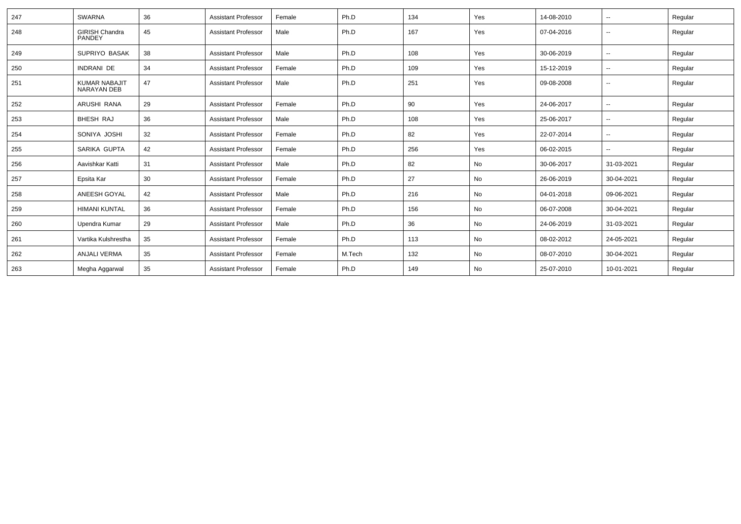| | | | | | | | | | | |
|---|---|---|---|---|---|---|---|---|---|---|
| 247 | SWARNA | 36 | Assistant Professor | Female | Ph.D | 134 | Yes | 14-08-2010 | -- | Regular |
| 248 | GIRISH Chandra PANDEY | 45 | Assistant Professor | Male | Ph.D | 167 | Yes | 07-04-2016 | -- | Regular |
| 249 | SUPRIYO BASAK | 38 | Assistant Professor | Male | Ph.D | 108 | Yes | 30-06-2019 | -- | Regular |
| 250 | INDRANI DE | 34 | Assistant Professor | Female | Ph.D | 109 | Yes | 15-12-2019 | -- | Regular |
| 251 | KUMAR NABAJIT NARAYAN DEB | 47 | Assistant Professor | Male | Ph.D | 251 | Yes | 09-08-2008 | -- | Regular |
| 252 | ARUSHI RANA | 29 | Assistant Professor | Female | Ph.D | 90 | Yes | 24-06-2017 | -- | Regular |
| 253 | BHESH RAJ | 36 | Assistant Professor | Male | Ph.D | 108 | Yes | 25-06-2017 | -- | Regular |
| 254 | SONIYA JOSHI | 32 | Assistant Professor | Female | Ph.D | 82 | Yes | 22-07-2014 | -- | Regular |
| 255 | SARIKA GUPTA | 42 | Assistant Professor | Female | Ph.D | 256 | Yes | 06-02-2015 | -- | Regular |
| 256 | Aavishkar Katti | 31 | Assistant Professor | Male | Ph.D | 82 | No | 30-06-2017 | 31-03-2021 | Regular |
| 257 | Epsita Kar | 30 | Assistant Professor | Female | Ph.D | 27 | No | 26-06-2019 | 30-04-2021 | Regular |
| 258 | ANEESH GOYAL | 42 | Assistant Professor | Male | Ph.D | 216 | No | 04-01-2018 | 09-06-2021 | Regular |
| 259 | HIMANI KUNTAL | 36 | Assistant Professor | Female | Ph.D | 156 | No | 06-07-2008 | 30-04-2021 | Regular |
| 260 | Upendra Kumar | 29 | Assistant Professor | Male | Ph.D | 36 | No | 24-06-2019 | 31-03-2021 | Regular |
| 261 | Vartika Kulshrestha | 35 | Assistant Professor | Female | Ph.D | 113 | No | 08-02-2012 | 24-05-2021 | Regular |
| 262 | ANJALI VERMA | 35 | Assistant Professor | Female | M.Tech | 132 | No | 08-07-2010 | 30-04-2021 | Regular |
| 263 | Megha Aggarwal | 35 | Assistant Professor | Female | Ph.D | 149 | No | 25-07-2010 | 10-01-2021 | Regular |